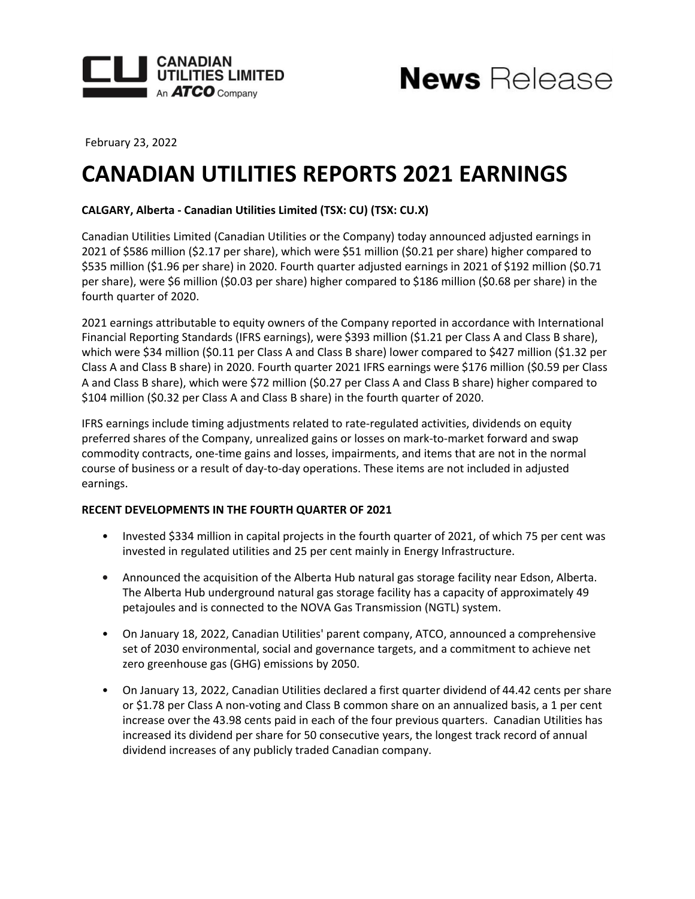CANADIAN UTILITIES LIMITED
An ATCO Company

News Release

February 23, 2022

# CANADIAN UTILITIES REPORTS 2021 EARNINGS

**CALGARY, Alberta - Canadian Utilities Limited (TSX: CU) (TSX: CU.X)**

Canadian Utilities Limited (Canadian Utilities or the Company) today announced adjusted earnings in 2021 of $586 million ($2.17 per share), which were $51 million ($0.21 per share) higher compared to $535 million ($1.96 per share) in 2020. Fourth quarter adjusted earnings in 2021 of $192 million ($0.71 per share), were $6 million ($0.03 per share) higher compared to $186 million ($0.68 per share) in the fourth quarter of 2020.

2021 earnings attributable to equity owners of the Company reported in accordance with International Financial Reporting Standards (IFRS earnings), were $393 million ($1.21 per Class A and Class B share), which were $34 million ($0.11 per Class A and Class B share) lower compared to $427 million ($1.32 per Class A and Class B share) in 2020. Fourth quarter 2021 IFRS earnings were $176 million ($0.59 per Class A and Class B share), which were $72 million ($0.27 per Class A and Class B share) higher compared to $104 million ($0.32 per Class A and Class B share) in the fourth quarter of 2020.

IFRS earnings include timing adjustments related to rate-regulated activities, dividends on equity preferred shares of the Company, unrealized gains or losses on mark-to-market forward and swap commodity contracts, one-time gains and losses, impairments, and items that are not in the normal course of business or a result of day-to-day operations. These items are not included in adjusted earnings.

**RECENT DEVELOPMENTS IN THE FOURTH QUARTER OF 2021**

- Invested $334 million in capital projects in the fourth quarter of 2021, of which 75 per cent was invested in regulated utilities and 25 per cent mainly in Energy Infrastructure.
- Announced the acquisition of the Alberta Hub natural gas storage facility near Edson, Alberta. The Alberta Hub underground natural gas storage facility has a capacity of approximately 49 petajoules and is connected to the NOVA Gas Transmission (NGTL) system.
- On January 18, 2022, Canadian Utilities' parent company, ATCO, announced a comprehensive set of 2030 environmental, social and governance targets, and a commitment to achieve net zero greenhouse gas (GHG) emissions by 2050.
- On January 13, 2022, Canadian Utilities declared a first quarter dividend of 44.42 cents per share or $1.78 per Class A non-voting and Class B common share on an annualized basis, a 1 per cent increase over the 43.98 cents paid in each of the four previous quarters. Canadian Utilities has increased its dividend per share for 50 consecutive years, the longest track record of annual dividend increases of any publicly traded Canadian company.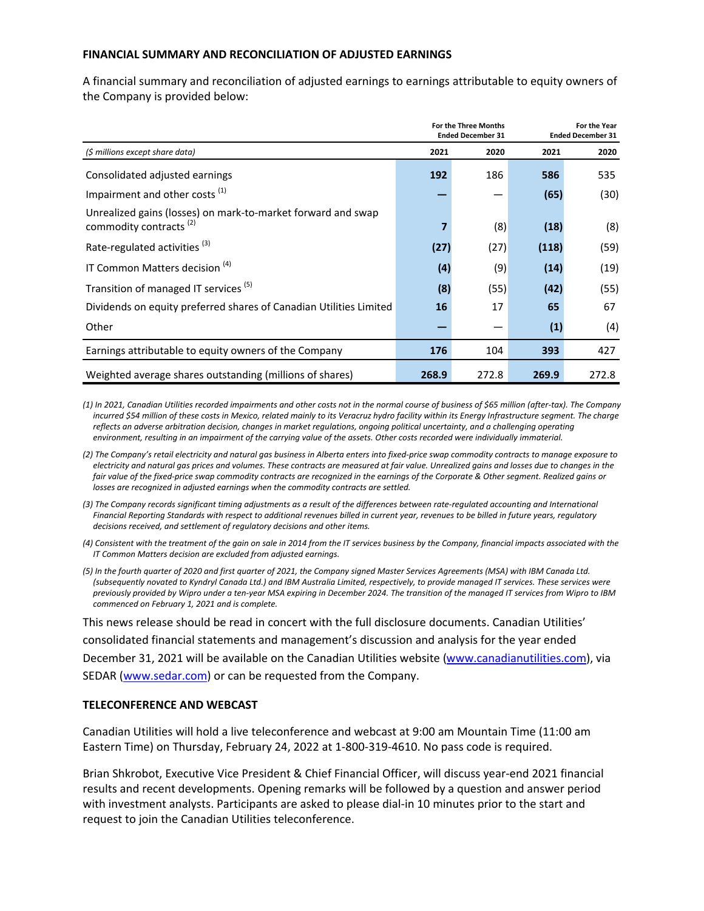## FINANCIAL SUMMARY AND RECONCILIATION OF ADJUSTED EARNINGS

A financial summary and reconciliation of adjusted earnings to earnings attributable to equity owners of the Company is provided below:

| | For the Three Months Ended December 31 | | For the Year Ended December 31 | |
|---|---|---|---|---|
| *($ millions except share data)* | **2021** | **2020** | **2021** | **2020** |
| Consolidated adjusted earnings | **192** | 186 | **586** | 535 |
| Impairment and other costs [(1)] | **—** | — | **(65)** | (30) |
| Unrealized gains (losses) on mark-to-market forward and swap commodity contracts [(2)] | **7** | (8) | **(18)** | (8) |
| Rate-regulated activities [(3)] | **(27)** | (27) | **(118)** | (59) |
| IT Common Matters decision [(4)] | **(4)** | (9) | **(14)** | (19) |
| Transition of managed IT services [(5)] | **(8)** | (55) | **(42)** | (55) |
| Dividends on equity preferred shares of Canadian Utilities Limited | **16** | 17 | **65** | 67 |
| Other | **—** | — | **(1)** | (4) |
| Earnings attributable to equity owners of the Company | **176** | 104 | **393** | 427 |
| Weighted average shares outstanding (millions of shares) | **268.9** | 272.8 | **269.9** | 272.8 |

*(1) In 2021, Canadian Utilities recorded impairments and other costs not in the normal course of business of $65 million (after-tax). The Company incurred $54 million of these costs in Mexico, related mainly to its Veracruz hydro facility within its Energy Infrastructure segment. The charge reflects an adverse arbitration decision, changes in market regulations, ongoing political uncertainty, and a challenging operating environment, resulting in an impairment of the carrying value of the assets. Other costs recorded were individually immaterial.*

*(2) The Company's retail electricity and natural gas business in Alberta enters into fixed-price swap commodity contracts to manage exposure to electricity and natural gas prices and volumes. These contracts are measured at fair value. Unrealized gains and losses due to changes in the fair value of the fixed-price swap commodity contracts are recognized in the earnings of the Corporate & Other segment. Realized gains or losses are recognized in adjusted earnings when the commodity contracts are settled.*

*(3) The Company records significant timing adjustments as a result of the differences between rate-regulated accounting and International Financial Reporting Standards with respect to additional revenues billed in current year, revenues to be billed in future years, regulatory decisions received, and settlement of regulatory decisions and other items.*

*(4) Consistent with the treatment of the gain on sale in 2014 from the IT services business by the Company, financial impacts associated with the IT Common Matters decision are excluded from adjusted earnings.*

*(5) In the fourth quarter of 2020 and first quarter of 2021, the Company signed Master Services Agreements (MSA) with IBM Canada Ltd. (subsequently novated to Kyndryl Canada Ltd.) and IBM Australia Limited, respectively, to provide managed IT services. These services were previously provided by Wipro under a ten-year MSA expiring in December 2024. The transition of the managed IT services from Wipro to IBM commenced on February 1, 2021 and is complete.*

This news release should be read in concert with the full disclosure documents. Canadian Utilities' consolidated financial statements and management's discussion and analysis for the year ended December 31, 2021 will be available on the Canadian Utilities website (www.canadianutilities.com), via SEDAR (www.sedar.com) or can be requested from the Company.

## TELECONFERENCE AND WEBCAST

Canadian Utilities will hold a live teleconference and webcast at 9:00 am Mountain Time (11:00 am Eastern Time) on Thursday, February 24, 2022 at 1-800-319-4610. No pass code is required.

Brian Shkrobot, Executive Vice President & Chief Financial Officer, will discuss year-end 2021 financial results and recent developments. Opening remarks will be followed by a question and answer period with investment analysts. Participants are asked to please dial-in 10 minutes prior to the start and request to join the Canadian Utilities teleconference.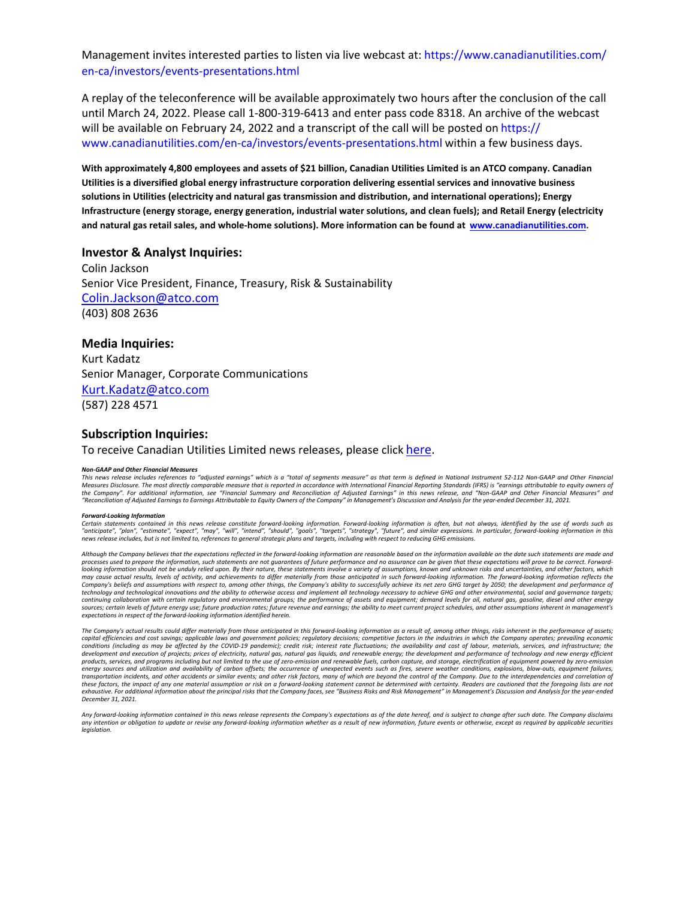Management invites interested parties to listen via live webcast at: https://www.canadianutilities.com/en-ca/investors/events-presentations.html

A replay of the teleconference will be available approximately two hours after the conclusion of the call until March 24, 2022. Please call 1-800-319-6413 and enter pass code 8318. An archive of the webcast will be available on February 24, 2022 and a transcript of the call will be posted on https://www.canadianutilities.com/en-ca/investors/events-presentations.html within a few business days.

**With approximately 4,800 employees and assets of $21 billion, Canadian Utilities Limited is an ATCO company. Canadian Utilities is a diversified global energy infrastructure corporation delivering essential services and innovative business solutions in Utilities (electricity and natural gas transmission and distribution, and international operations); Energy Infrastructure (energy storage, energy generation, industrial water solutions, and clean fuels); and Retail Energy (electricity and natural gas retail sales, and whole-home solutions). More information can be found at [www.canadianutilities.com](www.canadianutilities.com).**

## Investor & Analyst Inquiries:

Colin Jackson
Senior Vice President, Finance, Treasury, Risk & Sustainability
Colin.Jackson@atco.com
(403) 808 2636

## Media Inquiries:

Kurt Kadatz
Senior Manager, Corporate Communications
Kurt.Kadatz@atco.com
(587) 228 4571

## Subscription Inquiries:

To receive Canadian Utilities Limited news releases, please click here.

***Non-GAAP and Other Financial Measures***

*This news release includes references to "adjusted earnings" which is a "total of segments measure" as that term is defined in National Instrument 52-112 Non-GAAP and Other Financial Measures Disclosure. The most directly comparable measure that is reported in accordance with International Financial Reporting Standards (IFRS) is "earnings attributable to equity owners of the Company". For additional information, see "Financial Summary and Reconciliation of Adjusted Earnings" in this news release, and "Non-GAAP and Other Financial Measures" and "Reconciliation of Adjusted Earnings to Earnings Attributable to Equity Owners of the Company" in Management's Discussion and Analysis for the year-ended December 31, 2021.*

***Forward-Looking Information***

*Certain statements contained in this news release constitute forward-looking information. Forward-looking information is often, but not always, identified by the use of words such as "anticipate", "plan", "estimate", "expect", "may", "will", "intend", "should", "goals", "targets", "strategy", "future", and similar expressions. In particular, forward-looking information in this news release includes, but is not limited to, references to general strategic plans and targets, including with respect to reducing GHG emissions.*

*Although the Company believes that the expectations reflected in the forward-looking information are reasonable based on the information available on the date such statements are made and processes used to prepare the information, such statements are not guarantees of future performance and no assurance can be given that these expectations will prove to be correct. Forward-looking information should not be unduly relied upon. By their nature, these statements involve a variety of assumptions, known and unknown risks and uncertainties, and other factors, which may cause actual results, levels of activity, and achievements to differ materially from those anticipated in such forward-looking information. The forward-looking information reflects the Company's beliefs and assumptions with respect to, among other things, the Company's ability to successfully achieve its net zero GHG target by 2050; the development and performance of technology and technological innovations and the ability to otherwise access and implement all technology necessary to achieve GHG and other environmental, social and governance targets; continuing collaboration with certain regulatory and environmental groups; the performance of assets and equipment; demand levels for oil, natural gas, gasoline, diesel and other energy sources; certain levels of future energy use; future production rates; future revenue and earnings; the ability to meet current project schedules, and other assumptions inherent in management's expectations in respect of the forward-looking information identified herein.*

*The Company's actual results could differ materially from those anticipated in this forward-looking information as a result of, among other things, risks inherent in the performance of assets; capital efficiencies and cost savings; applicable laws and government policies; regulatory decisions; competitive factors in the industries in which the Company operates; prevailing economic conditions (including as may be affected by the COVID-19 pandemic); credit risk; interest rate fluctuations; the availability and cost of labour, materials, services, and infrastructure; the development and execution of projects; prices of electricity, natural gas, natural gas liquids, and renewable energy; the development and performance of technology and new energy efficient products, services, and programs including but not limited to the use of zero-emission and renewable fuels, carbon capture, and storage, electrification of equipment powered by zero-emission energy sources and utilization and availability of carbon offsets; the occurrence of unexpected events such as fires, severe weather conditions, explosions, blow-outs, equipment failures, transportation incidents, and other accidents or similar events; and other risk factors, many of which are beyond the control of the Company. Due to the interdependencies and correlation of these factors, the impact of any one material assumption or risk on a forward-looking statement cannot be determined with certainty. Readers are cautioned that the foregoing lists are not exhaustive. For additional information about the principal risks that the Company faces, see "Business Risks and Risk Management" in Management's Discussion and Analysis for the year-ended December 31, 2021.*

*Any forward-looking information contained in this news release represents the Company's expectations as of the date hereof, and is subject to change after such date. The Company disclaims any intention or obligation to update or revise any forward-looking information whether as a result of new information, future events or otherwise, except as required by applicable securities legislation.*